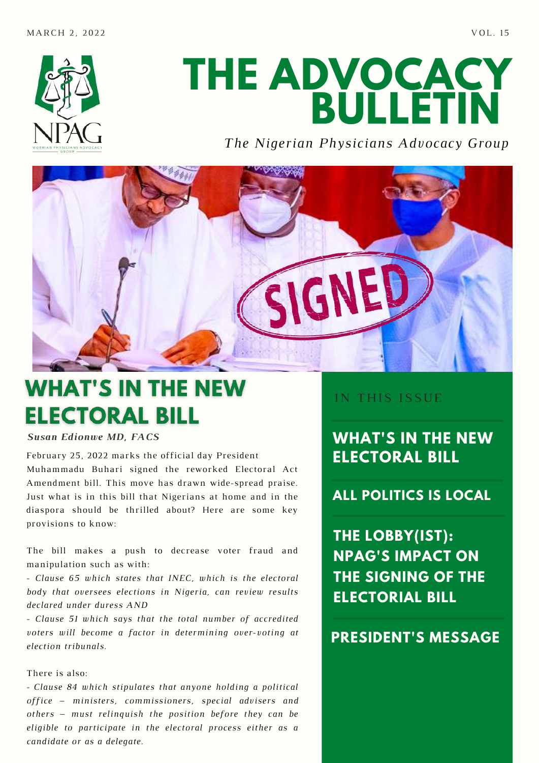MARCH 2, 2022

VOL. 15

# THE ADVOCACY BULLETIN

*The Nigerian Physicians Advocacy Group*

## WHAT'S IN THE NEW ELECTORAL BILL

***Susan Edionwe MD, FACS***

February 25, 2022 marks the official day President Muhammadu Buhari signed the reworked Electoral Act Amendment bill. This move has drawn wide-spread praise. Just what is in this bill that Nigerians at home and in the diaspora should be thrilled about? Here are some key provisions to know:

The bill makes a push to decrease voter fraud and manipulation such as with:

*- Clause 65 which states that INEC, which is the electoral body that oversees elections in Nigeria, can review results declared under duress AND*

*- Clause 51 which says that the total number of accredited voters will become a factor in determining over-voting at election tribunals.*

There is also:

*- Clause 84 which stipulates that anyone holding a political office – ministers, commissioners, special advisers and others – must relinquish the position before they can be eligible to participate in the electoral process either as a candidate or as a delegate.*

IN THIS ISSUE

**WHAT'S IN THE NEW ELECTORAL BILL**

**ALL POLITICS IS LOCAL**

**THE LOBBY(IST): NPAG'S IMPACT ON THE SIGNING OF THE ELECTORIAL BILL**

**PRESIDENT'S MESSAGE**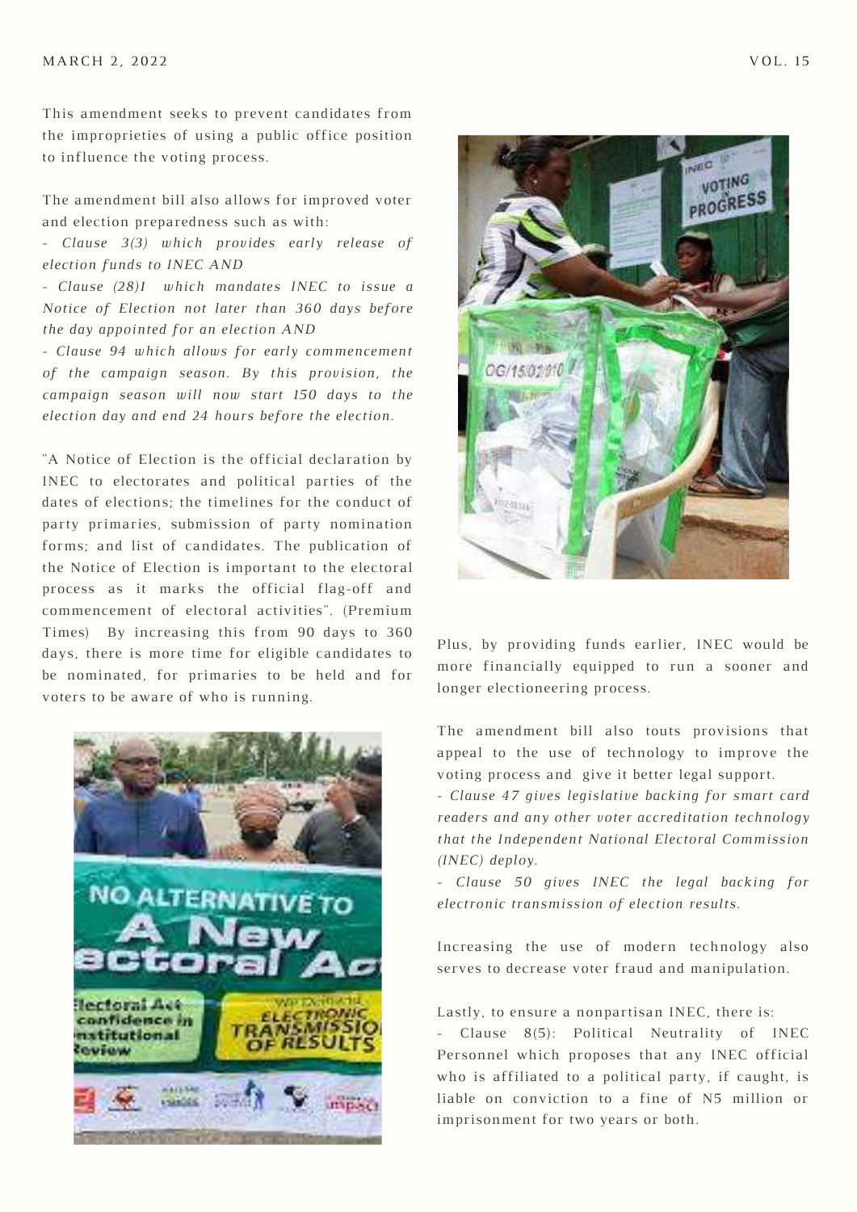This amendment seeks to prevent candidates from the improprieties of using a public office position to influence the voting process.

The amendment bill also allows for improved voter and election preparedness such as with:

- *Clause 3(3) which provides early release of election funds to INEC AND*
- *Clause (28)1 which mandates INEC to issue a Notice of Election not later than 360 days before the day appointed for an election AND*
- *Clause 94 which allows for early commencement of the campaign season. By this provision, the campaign season will now start 150 days to the election day and end 24 hours before the election.*

"A Notice of Election is the official declaration by INEC to electorates and political parties of the dates of elections; the timelines for the conduct of party primaries, submission of party nomination forms; and list of candidates. The publication of the Notice of Election is important to the electoral process as it marks the official flag-off and commencement of electoral activities". (Premium Times) By increasing this from 90 days to 360 days, there is more time for eligible candidates to be nominated, for primaries to be held and for voters to be aware of who is running.

Plus, by providing funds earlier, INEC would be more financially equipped to run a sooner and longer electioneering process.

The amendment bill also touts provisions that appeal to the use of technology to improve the voting process and give it better legal support.

- *Clause 47 gives legislative backing for smart card readers and any other voter accreditation technology that the Independent National Electoral Commission (INEC) deploy.*
- *Clause 50 gives INEC the legal backing for electronic transmission of election results.*

Increasing the use of modern technology also serves to decrease voter fraud and manipulation.

Lastly, to ensure a nonpartisan INEC, there is:

- Clause 8(5): Political Neutrality of INEC Personnel which proposes that any INEC official who is affiliated to a political party, if caught, is liable on conviction to a fine of N5 million or imprisonment for two years or both.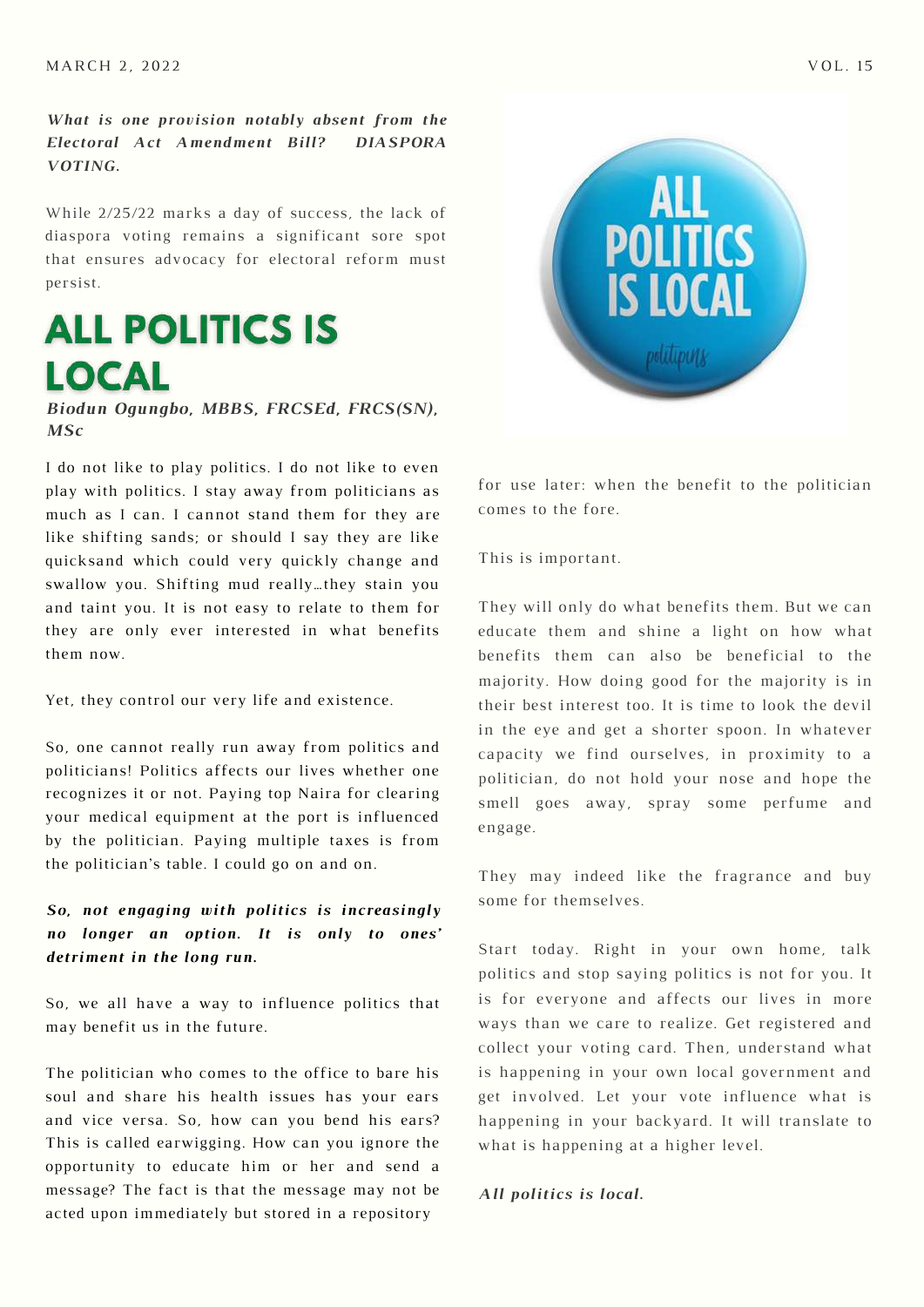***What is one provision notably absent from the Electoral Act Amendment Bill? DIASPORA VOTING.***

While 2/25/22 marks a day of success, the lack of diaspora voting remains a significant sore spot that ensures advocacy for electoral reform must persist.

# ALL POLITICS IS LOCAL

***Biodun Ogungbo, MBBS, FRCSEd, FRCS(SN), MSc***

I do not like to play politics. I do not like to even play with politics. I stay away from politicians as much as I can. I cannot stand them for they are like shifting sands; or should I say they are like quicksand which could very quickly change and swallow you. Shifting mud really…they stain you and taint you. It is not easy to relate to them for they are only ever interested in what benefits them now.

Yet, they control our very life and existence.

So, one cannot really run away from politics and politicians! Politics affects our lives whether one recognizes it or not. Paying top Naira for clearing your medical equipment at the port is influenced by the politician. Paying multiple taxes is from the politician's table. I could go on and on.

***So, not engaging with politics is increasingly no longer an option. It is only to ones' detriment in the long run.***

So, we all have a way to influence politics that may benefit us in the future.

The politician who comes to the office to bare his soul and share his health issues has your ears and vice versa. So, how can you bend his ears? This is called earwigging. How can you ignore the opportunity to educate him or her and send a message? The fact is that the message may not be acted upon immediately but stored in a repository for use later: when the benefit to the politician comes to the fore.

This is important.

They will only do what benefits them. But we can educate them and shine a light on how what benefits them can also be beneficial to the majority. How doing good for the majority is in their best interest too. It is time to look the devil in the eye and get a shorter spoon. In whatever capacity we find ourselves, in proximity to a politician, do not hold your nose and hope the smell goes away, spray some perfume and engage.

They may indeed like the fragrance and buy some for themselves.

Start today. Right in your own home, talk politics and stop saying politics is not for you. It is for everyone and affects our lives in more ways than we care to realize. Get registered and collect your voting card. Then, understand what is happening in your own local government and get involved. Let your vote influence what is happening in your backyard. It will translate to what is happening at a higher level.

***All politics is local.***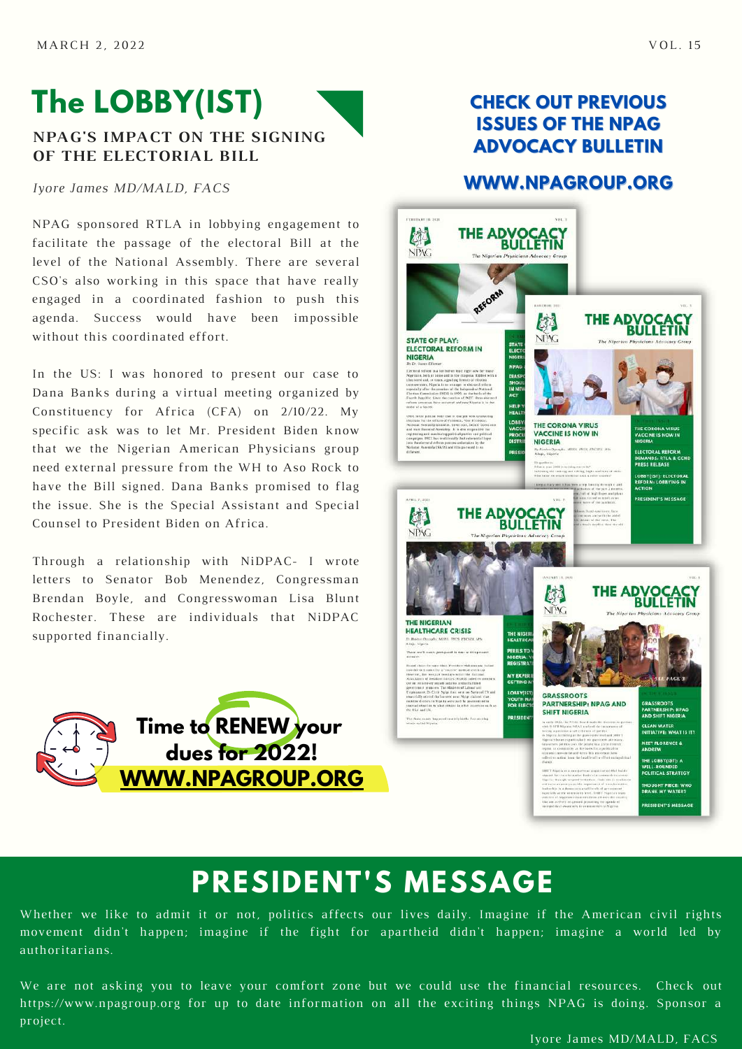MARCH 2, 2022

VOL. 15

# The LOBBY(IST)

### NPAG'S IMPACT ON THE SIGNING OF THE ELECTORAL BILL

*Iyore James MD/MALD, FACS*

NPAG sponsored RTLA in lobbying engagement to facilitate the passage of the electoral Bill at the level of the National Assembly. There are several CSO's also working in this space that have really engaged in a coordinated fashion to push this agenda. Success would have been impossible without this coordinated effort.

In the US: I was honored to present our case to Dana Banks during a virtual meeting organized by Constituency for Africa (CFA) on 2/10/22. My specific ask was to let Mr. President Biden know that we the Nigerian American Physicians group need external pressure from the WH to Aso Rock to have the Bill signed. Dana Banks promised to flag the issue. She is the Special Assistant and Special Counsel to President Biden on Africa.

Through a relationship with NiDPAC- I wrote letters to Senator Bob Menendez, Congressman Brendan Boyle, and Congresswoman Lisa Blunt Rochester. These are individuals that NiDPAC supported financially.

**Time to RENEW your dues for 2022!**
**WWW.NPAGROUP.ORG**

## CHECK OUT PREVIOUS ISSUES OF THE NPAG ADVOCACY BULLETIN

## WWW.NPAGROUP.ORG

# PRESIDENT'S MESSAGE

Whether we like to admit it or not, politics affects our lives daily. Imagine if the American civil rights movement didn't happen; imagine if the fight for apartheid didn't happen; imagine a world led by authoritarians.

We are not asking you to leave your comfort zone but we could use the financial resources. Check out https://www.npagroup.org for up to date information on all the exciting things NPAG is doing. Sponsor a project.

Iyore James MD/MALD, FACS